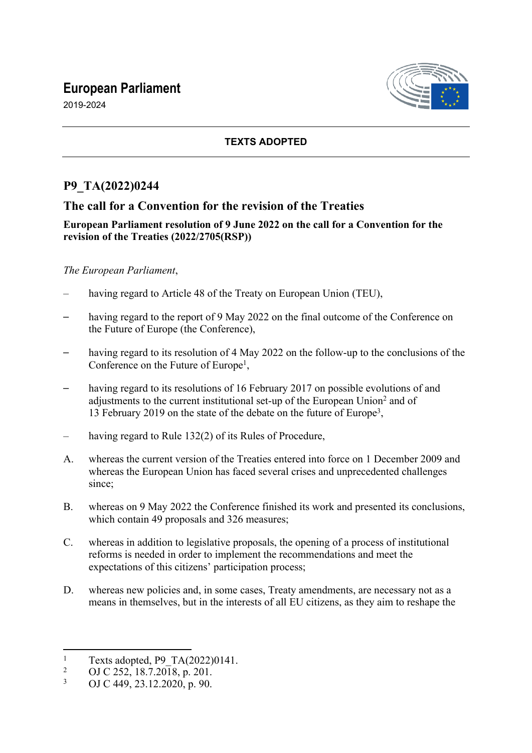**European Parliament**

2019-2024

**TEXTS ADOPTED**

# P9_TA(2022)0244

## The call for a Convention for the revision of the Treaties

**European Parliament resolution of 9 June 2022 on the call for a Convention for the revision of the Treaties (2022/2705(RSP))**

*The European Parliament*,

– having regard to Article 48 of the Treaty on European Union (TEU),

– having regard to the report of 9 May 2022 on the final outcome of the Conference on the Future of Europe (the Conference),

– having regard to its resolution of 4 May 2022 on the follow-up to the conclusions of the Conference on the Future of Europe[1],

– having regard to its resolutions of 16 February 2017 on possible evolutions of and adjustments to the current institutional set-up of the European Union[2] and of 13 February 2019 on the state of the debate on the future of Europe[3],

– having regard to Rule 132(2) of its Rules of Procedure,

A. whereas the current version of the Treaties entered into force on 1 December 2009 and whereas the European Union has faced several crises and unprecedented challenges since;

B. whereas on 9 May 2022 the Conference finished its work and presented its conclusions, which contain 49 proposals and 326 measures;

C. whereas in addition to legislative proposals, the opening of a process of institutional reforms is needed in order to implement the recommendations and meet the expectations of this citizens' participation process;

D. whereas new policies and, in some cases, Treaty amendments, are necessary not as a means in themselves, but in the interests of all EU citizens, as they aim to reshape the

---

[1] Texts adopted, P9_TA(2022)0141.

[2] OJ C 252, 18.7.2018, p. 201.

[3] OJ C 449, 23.12.2020, p. 90.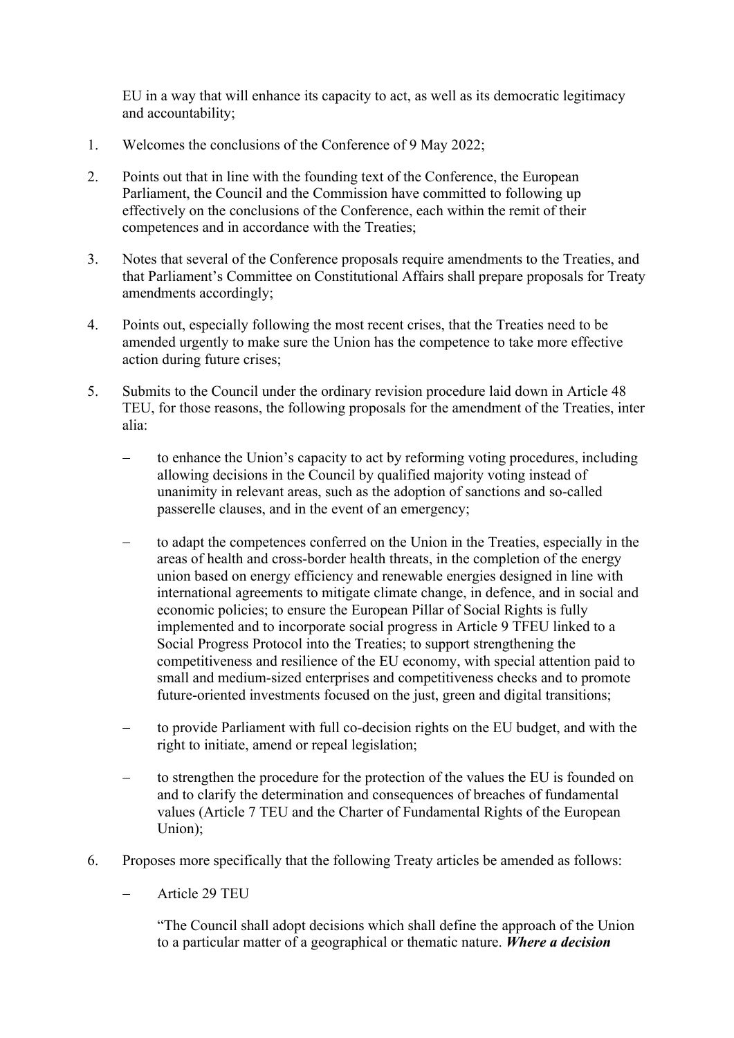EU in a way that will enhance its capacity to act, as well as its democratic legitimacy and accountability;

1. Welcomes the conclusions of the Conference of 9 May 2022;

2. Points out that in line with the founding text of the Conference, the European Parliament, the Council and the Commission have committed to following up effectively on the conclusions of the Conference, each within the remit of their competences and in accordance with the Treaties;

3. Notes that several of the Conference proposals require amendments to the Treaties, and that Parliament's Committee on Constitutional Affairs shall prepare proposals for Treaty amendments accordingly;

4. Points out, especially following the most recent crises, that the Treaties need to be amended urgently to make sure the Union has the competence to take more effective action during future crises;

5. Submits to the Council under the ordinary revision procedure laid down in Article 48 TEU, for those reasons, the following proposals for the amendment of the Treaties, inter alia:

   – to enhance the Union's capacity to act by reforming voting procedures, including allowing decisions in the Council by qualified majority voting instead of unanimity in relevant areas, such as the adoption of sanctions and so-called passerelle clauses, and in the event of an emergency;

   – to adapt the competences conferred on the Union in the Treaties, especially in the areas of health and cross-border health threats, in the completion of the energy union based on energy efficiency and renewable energies designed in line with international agreements to mitigate climate change, in defence, and in social and economic policies; to ensure the European Pillar of Social Rights is fully implemented and to incorporate social progress in Article 9 TFEU linked to a Social Progress Protocol into the Treaties; to support strengthening the competitiveness and resilience of the EU economy, with special attention paid to small and medium-sized enterprises and competitiveness checks and to promote future-oriented investments focused on the just, green and digital transitions;

   – to provide Parliament with full co-decision rights on the EU budget, and with the right to initiate, amend or repeal legislation;

   – to strengthen the procedure for the protection of the values the EU is founded on and to clarify the determination and consequences of breaches of fundamental values (Article 7 TEU and the Charter of Fundamental Rights of the European Union);

6. Proposes more specifically that the following Treaty articles be amended as follows:

   – Article 29 TEU

     "The Council shall adopt decisions which shall define the approach of the Union to a particular matter of a geographical or thematic nature. ***Where a decision***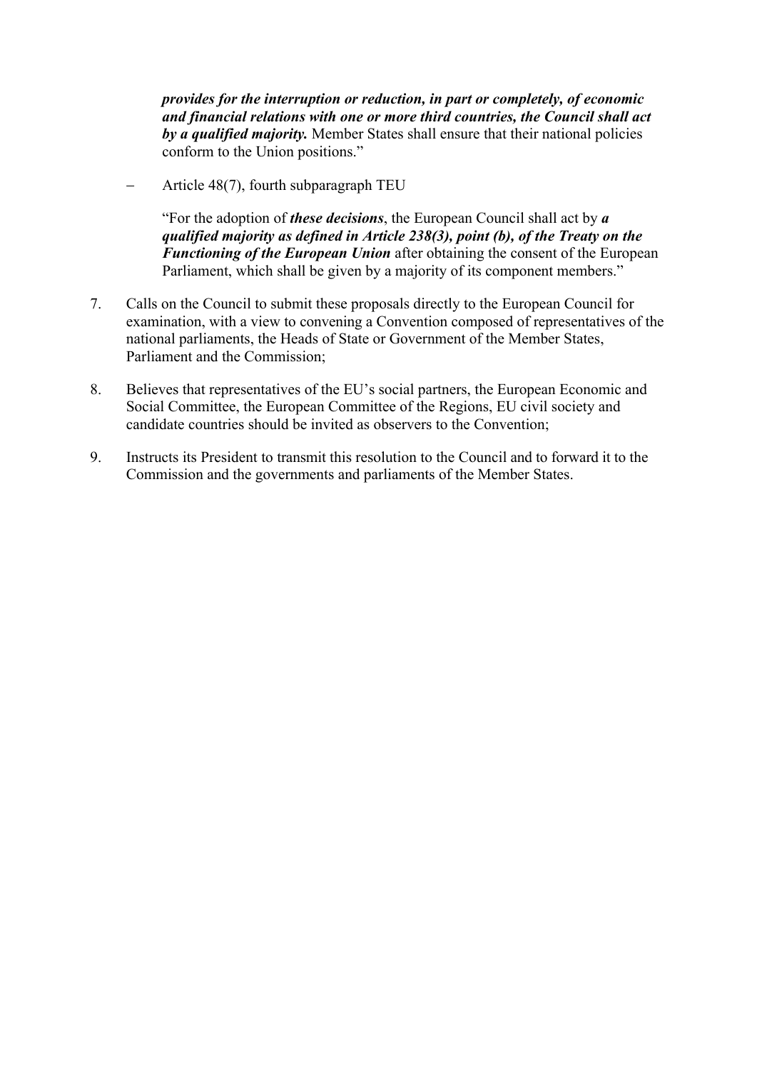***provides for the interruption or reduction, in part or completely, of economic and financial relations with one or more third countries, the Council shall act by a qualified majority.*** Member States shall ensure that their national policies conform to the Union positions."

– Article 48(7), fourth subparagraph TEU

"For the adoption of ***these decisions***, the European Council shall act by ***a qualified majority as defined in Article 238(3), point (b), of the Treaty on the Functioning of the European Union*** after obtaining the consent of the European Parliament, which shall be given by a majority of its component members."

7. Calls on the Council to submit these proposals directly to the European Council for examination, with a view to convening a Convention composed of representatives of the national parliaments, the Heads of State or Government of the Member States, Parliament and the Commission;

8. Believes that representatives of the EU's social partners, the European Economic and Social Committee, the European Committee of the Regions, EU civil society and candidate countries should be invited as observers to the Convention;

9. Instructs its President to transmit this resolution to the Council and to forward it to the Commission and the governments and parliaments of the Member States.